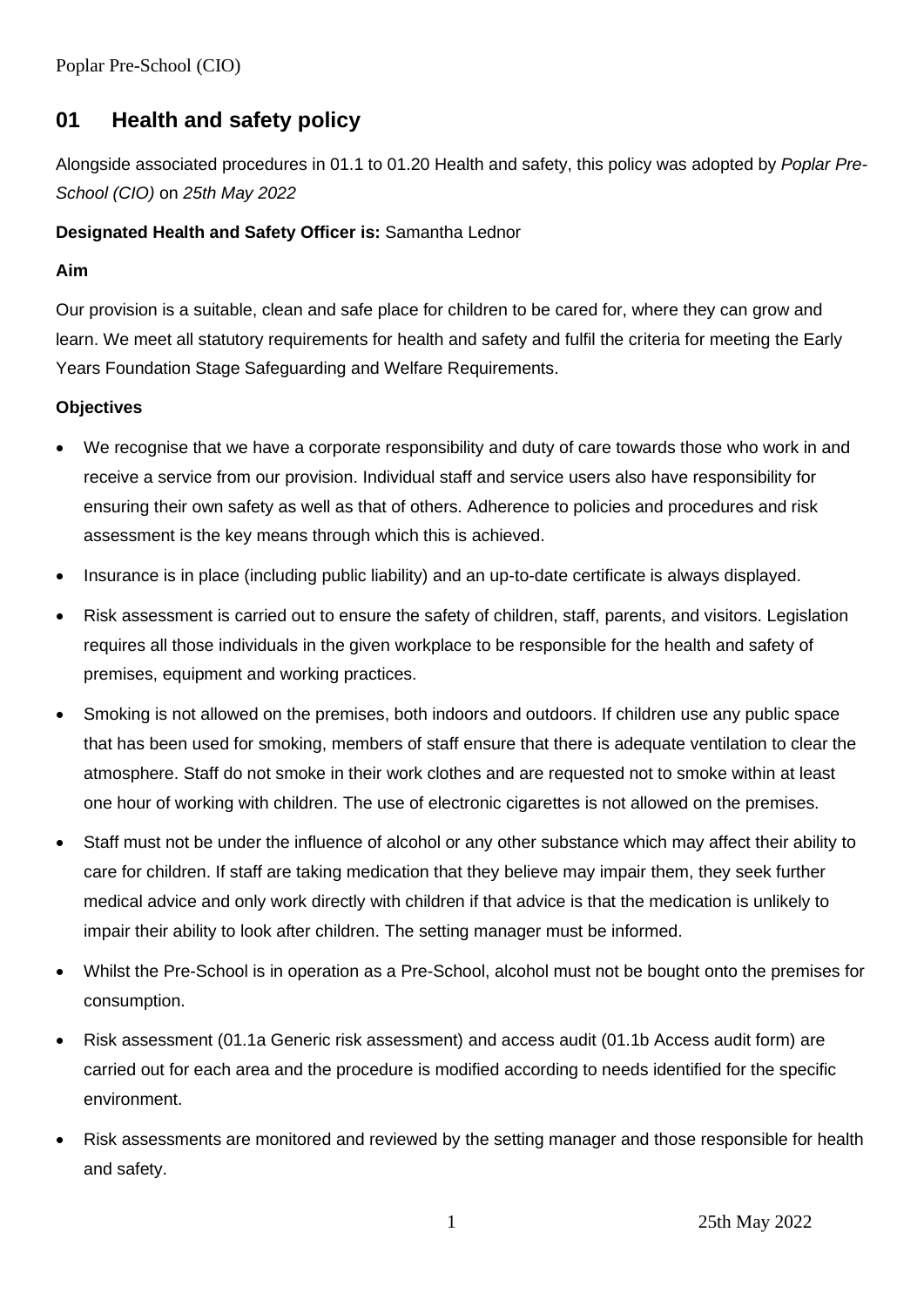## 01 Health and safety policy

Alongside associated procedures in 01.1 to 01.20 Health and safety, this policy was adopted by *Poplar Pre-School (CIO)* on *25th May 2022*

**Designated Health and Safety Officer is:** Samantha Lednor

**Aim**

Our provision is a suitable, clean and safe place for children to be cared for, where they can grow and learn. We meet all statutory requirements for health and safety and fulfil the criteria for meeting the Early Years Foundation Stage Safeguarding and Welfare Requirements.

**Objectives**

- We recognise that we have a corporate responsibility and duty of care towards those who work in and receive a service from our provision. Individual staff and service users also have responsibility for ensuring their own safety as well as that of others. Adherence to policies and procedures and risk assessment is the key means through which this is achieved.
- Insurance is in place (including public liability) and an up-to-date certificate is always displayed.
- Risk assessment is carried out to ensure the safety of children, staff, parents, and visitors. Legislation requires all those individuals in the given workplace to be responsible for the health and safety of premises, equipment and working practices.
- Smoking is not allowed on the premises, both indoors and outdoors. If children use any public space that has been used for smoking, members of staff ensure that there is adequate ventilation to clear the atmosphere. Staff do not smoke in their work clothes and are requested not to smoke within at least one hour of working with children. The use of electronic cigarettes is not allowed on the premises.
- Staff must not be under the influence of alcohol or any other substance which may affect their ability to care for children. If staff are taking medication that they believe may impair them, they seek further medical advice and only work directly with children if that advice is that the medication is unlikely to impair their ability to look after children. The setting manager must be informed.
- Whilst the Pre-School is in operation as a Pre-School, alcohol must not be bought onto the premises for consumption.
- Risk assessment (01.1a Generic risk assessment) and access audit (01.1b Access audit form) are carried out for each area and the procedure is modified according to needs identified for the specific environment.
- Risk assessments are monitored and reviewed by the setting manager and those responsible for health and safety.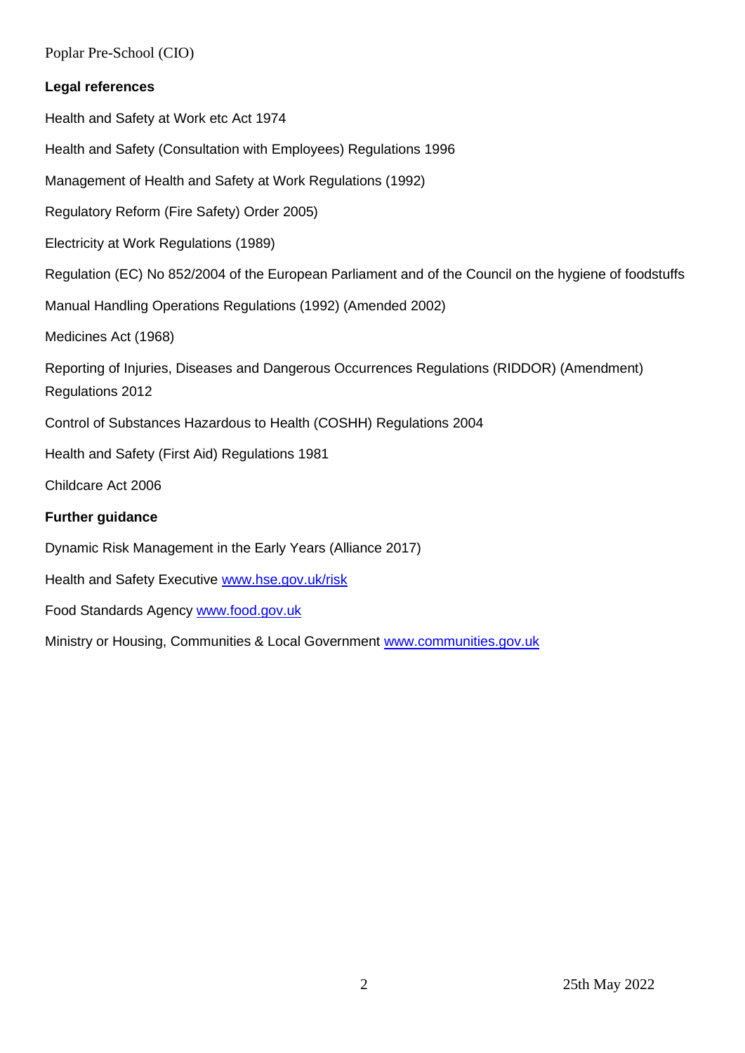**Legal references**

Health and Safety at Work etc Act 1974

Health and Safety (Consultation with Employees) Regulations 1996

Management of Health and Safety at Work Regulations (1992)

Regulatory Reform (Fire Safety) Order 2005)

Electricity at Work Regulations (1989)

Regulation (EC) No 852/2004 of the European Parliament and of the Council on the hygiene of foodstuffs

Manual Handling Operations Regulations (1992) (Amended 2002)

Medicines Act (1968)

Reporting of Injuries, Diseases and Dangerous Occurrences Regulations (RIDDOR) (Amendment) Regulations 2012

Control of Substances Hazardous to Health (COSHH) Regulations 2004

Health and Safety (First Aid) Regulations 1981

Childcare Act 2006

**Further guidance**

Dynamic Risk Management in the Early Years (Alliance 2017)

Health and Safety Executive [www.hse.gov.uk/risk](www.hse.gov.uk/risk)

Food Standards Agency [www.food.gov.uk](www.food.gov.uk)

Ministry or Housing, Communities & Local Government [www.communities.gov.uk](www.communities.gov.uk)